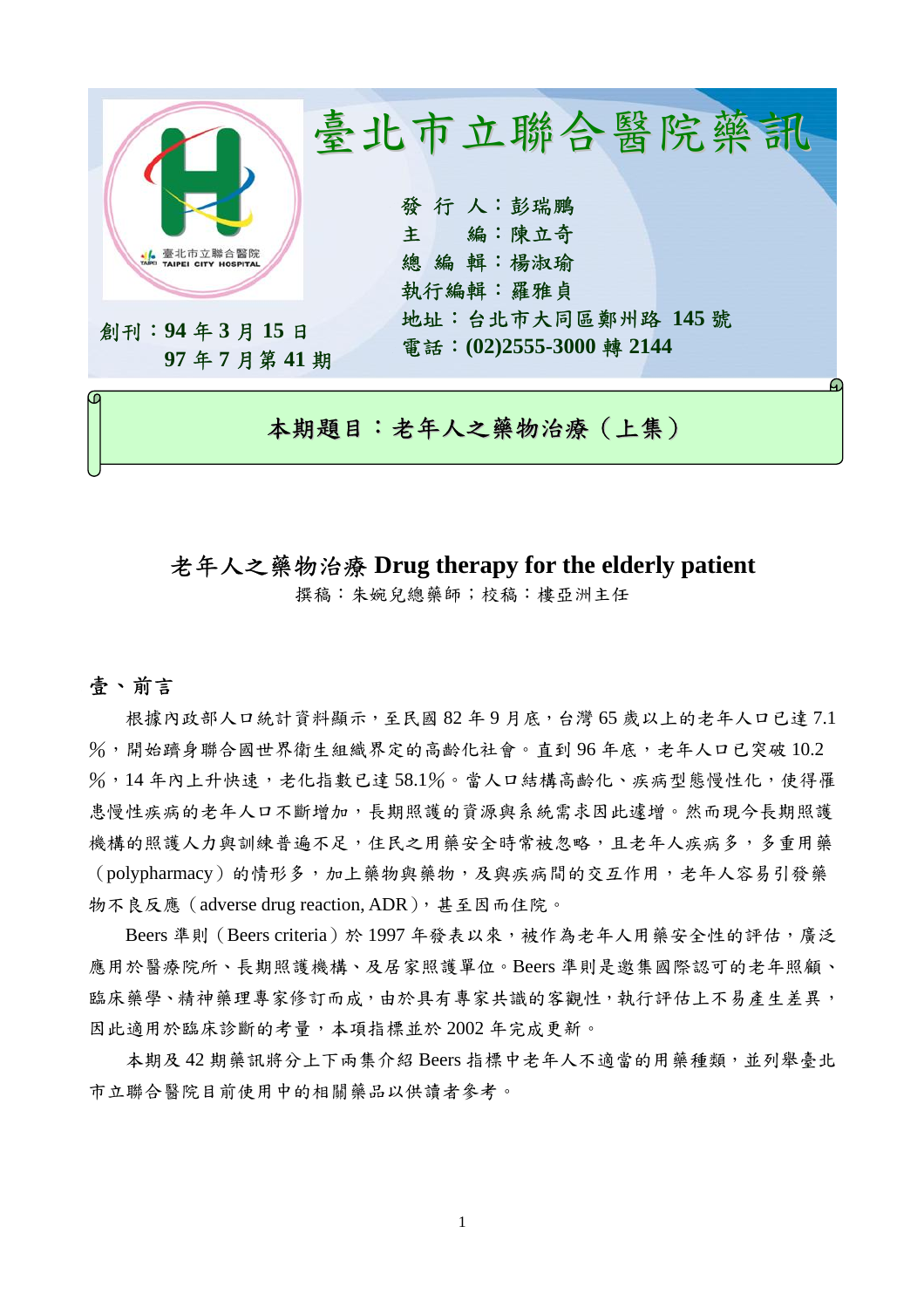# 臺北市立聯合醫院藥訊

發 行 人：彭瑞鵬
主　　編：陳立奇
總 編 輯：楊淑瑜
執行編輯：羅雅貞
地址：台北市大同區鄭州路 **145** 號
電話：**(02)2555-3000** 轉 **2144**

創刊：**94** 年 **3** 月 **15** 日
**97** 年 **7** 月第 **41** 期

**本期題目：老年人之藥物治療（上集）**

## 老年人之藥物治療 Drug therapy for the elderly patient

撰稿：朱婉兒總藥師；校稿：樓亞洲主任

### 壹、前言

根據內政部人口統計資料顯示，至民國 82 年 9 月底，台灣 65 歲以上的老年人口已達 7.1%，開始躋身聯合國世界衛生組織界定的高齡化社會。直到 96 年底，老年人口已突破 10.2%，14 年內上升快速，老化指數已達 58.1%。當人口結構高齡化、疾病型態慢性化，使得罹患慢性疾病的老年人口不斷增加，長期照護的資源與系統需求因此遽增。然而現今長期照護機構的照護人力與訓練普遍不足，住民之用藥安全時常被忽略，且老年人疾病多，多重用藥（polypharmacy）的情形多，加上藥物與藥物，及與疾病間的交互作用，老年人容易引發藥物不良反應（adverse drug reaction, ADR），甚至因而住院。

Beers 準則（Beers criteria）於 1997 年發表以來，被作為老年人用藥安全性的評估，廣泛應用於醫療院所、長期照護機構、及居家照護單位。Beers 準則是邀集國際認可的老年照顧、臨床藥學、精神藥理專家修訂而成，由於具有專家共識的客觀性，執行評估上不易產生差異，因此適用於臨床診斷的考量，本項指標並於 2002 年完成更新。

本期及 42 期藥訊將分上下兩集介紹 Beers 指標中老年人不適當的用藥種類，並列舉臺北市立聯合醫院目前使用中的相關藥品以供讀者參考。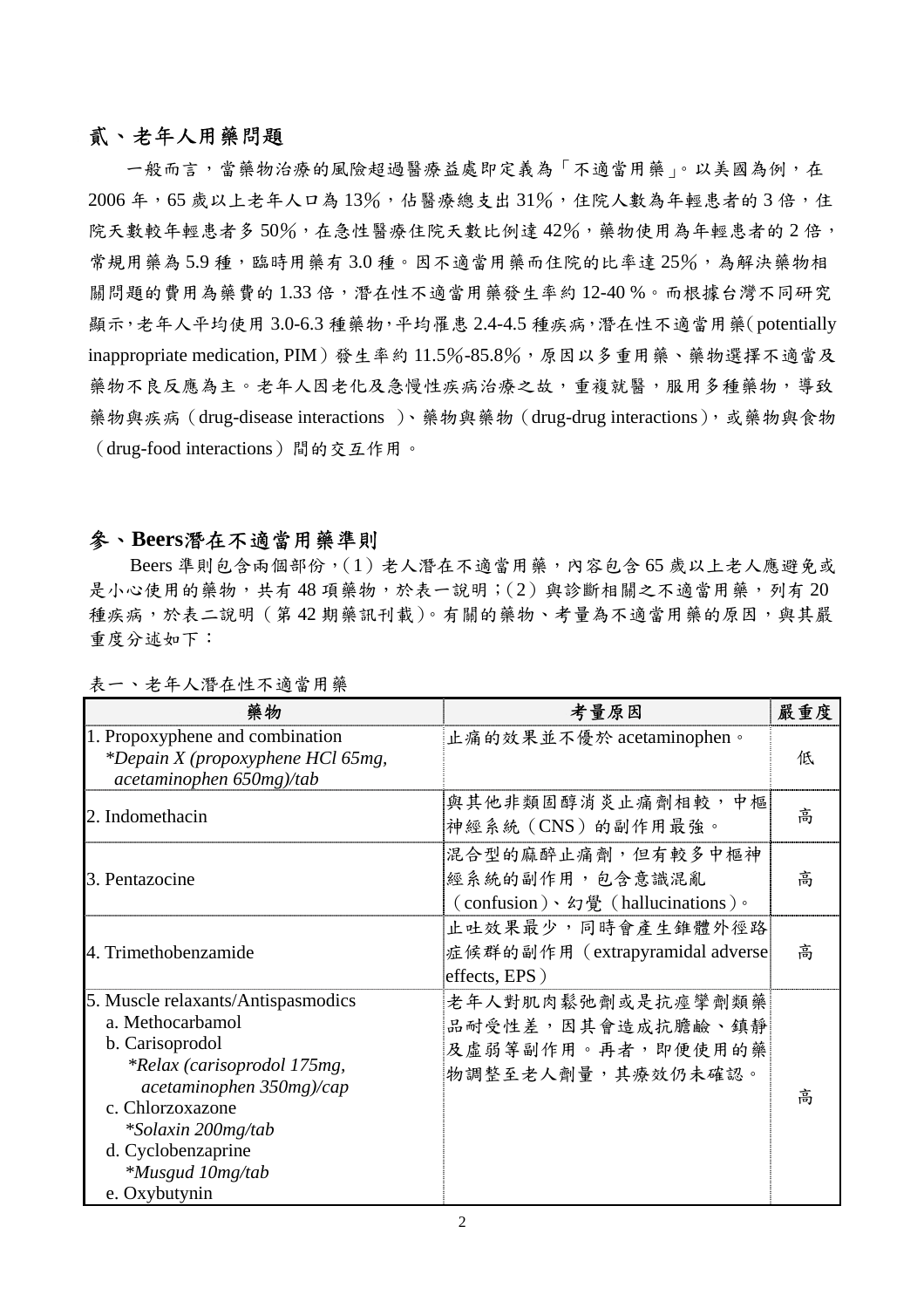## 貳、老年人用藥問題

一般而言，當藥物治療的風險超過醫療益處即定義為「不適當用藥」。以美國為例，在 2006 年，65 歲以上老年人口為 13%，佔醫療總支出 31%，住院人數為年輕患者的 3 倍，住院天數較年輕患者多 50%，在急性醫療住院天數比例達 42%，藥物使用為年輕患者的 2 倍，常規用藥為 5.9 種，臨時用藥有 3.0 種。因不適當用藥而住院的比率達 25%，為解決藥物相關問題的費用為藥費的 1.33 倍，潛在性不適當用藥發生率約 12-40 %。而根據台灣不同研究顯示，老年人平均使用 3.0-6.3 種藥物，平均罹患 2.4-4.5 種疾病，潛在性不適當用藥（potentially inappropriate medication, PIM）發生率約 11.5%-85.8%，原因以多重用藥、藥物選擇不適當及藥物不良反應為主。老年人因老化及急慢性疾病治療之故，重複就醫，服用多種藥物，導致藥物與疾病（drug-disease interactions ）、藥物與藥物（drug-drug interactions），或藥物與食物（drug-food interactions）間的交互作用。

## 參、Beers潛在不適當用藥準則

Beers 準則包含兩個部份，（1）老人潛在不適當用藥，內容包含 65 歲以上老人應避免或是小心使用的藥物，共有 48 項藥物，於表一說明；（2）與診斷相關之不適當用藥，列有 20 種疾病，於表二說明（第 42 期藥訊刊載）。有關的藥物、考量為不適當用藥的原因，與其嚴重度分述如下：

表一、老年人潛在性不適當用藥

| 藥物 | 考量原因 | 嚴重度 |
|---|---|---|
| 1. Propoxyphene and combination<br>*Depain X (propoxyphene HCl 65mg, acetaminophen 650mg)/tab* | 止痛的效果並不優於 acetaminophen。 | 低 |
| 2. Indomethacin | 與其他非類固醇消炎止痛劑相較，中樞神經系統（CNS）的副作用最強。 | 高 |
| 3. Pentazocine | 混合型的麻醉止痛劑，但有較多中樞神經系統的副作用，包含意識混亂（confusion）、幻覺（hallucinations）。 | 高 |
| 4. Trimethobenzamide | 止吐效果最少，同時會產生錐體外徑路症候群的副作用（extrapyramidal adverse effects, EPS） | 高 |
| 5. Muscle relaxants/Antispasmodics<br>a. Methocarbamol<br>b. Carisoprodol<br>*Relax (carisoprodol 175mg, acetaminophen 350mg)/cap*<br>c. Chlorzoxazone<br>*Solaxin 200mg/tab*<br>d. Cyclobenzaprine<br>*Musgud 10mg/tab*<br>e. Oxybutynin | 老年人對肌肉鬆弛劑或是抗痙攣劑類藥品耐受性差，因其會造成抗膽鹼、鎮靜及虛弱等副作用。再者，即便使用的藥物調整至老人劑量，其療效仍未確認。 | 高 |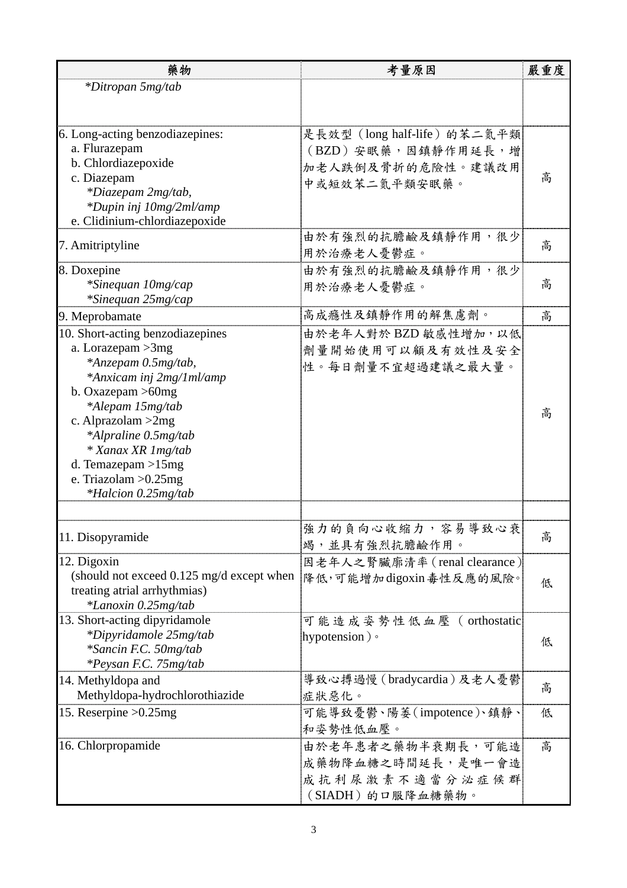| 藥物 | 考量原因 | 嚴重度 |
|---|---|---|
| *Ditropan 5mg/tab* | | |
| 6. Long-acting benzodiazepines:<br>a. Flurazepam<br>b. Chlordiazepoxide<br>c. Diazepam<br>*Diazepam 2mg/tab,*<br>*Dupin inj 10mg/2ml/amp*<br>e. Clidinium-chlordiazepoxide | 是長效型（long half-life）的苯二氮平類（BZD）安眠藥，因鎮靜作用延長，增加老人跌倒及骨折的危險性。建議改用中或短效苯二氮平類安眠藥。 | 高 |
| 7. Amitriptyline | 由於有強烈的抗膽鹼及鎮靜作用，很少用於治療老人憂鬱症。 | 高 |
| 8. Doxepine<br>*Sinequan 10mg/cap*<br>*Sinequan 25mg/cap* | 由於有強烈的抗膽鹼及鎮靜作用，很少用於治療老人憂鬱症。 | 高 |
| 9. Meprobamate | 高成癮性及鎮靜作用的解焦慮劑。 | 高 |
| 10. Short-acting benzodiazepines<br>a. Lorazepam >3mg<br>*Anzepam 0.5mg/tab,*<br>*Anxicam inj 2mg/1ml/amp*<br>b. Oxazepam >60mg<br>*Alepam 15mg/tab*<br>c. Alprazolam >2mg<br>*Alpraline 0.5mg/tab*<br>* Xanax XR 1mg/tab*<br>d. Temazepam >15mg<br>e. Triazolam >0.25mg<br>*Halcion 0.25mg/tab* | 由於老年人對於 BZD 敏感性增加，以低劑量開始使用可以顧及有效性及安全性。每日劑量不宜超過建議之最大量。 | 高 |
| | | |
| 11. Disopyramide | 強力的負向心收縮力，容易導致心衰竭，並具有強烈抗膽鹼作用。 | 高 |
| 12. Digoxin<br>(should not exceed 0.125 mg/d except when treating atrial arrhythmias)<br>*Lanoxin 0.25mg/tab* | 因老年人之腎臟廓清率(renal clearance)降低，可能增加digoxin毒性反應的風險。 | 低 |
| 13. Short-acting dipyridamole<br>*Dipyridamole 25mg/tab*<br>*Sancin F.C. 50mg/tab*<br>*Peysan F.C. 75mg/tab* | 可能造成姿勢性低血壓（orthostatic hypotension)。 | 低 |
| 14. Methyldopa and<br>Methyldopa-hydrochlorothiazide | 導致心搏過慢(bradycardia)及老人憂鬱症狀惡化。 | 高 |
| 15. Reserpine >0.25mg | 可能導致憂鬱、陽萎(impotence)、鎮靜、和姿勢性低血壓。 | 低 |
| 16. Chlorpropamide | 由於老年患者之藥物半衰期長，可能造成藥物降血糖之時間延長，是唯一會造成抗利尿激素不適當分泌症候群（SIADH）的口服降血糖藥物。 | 高 |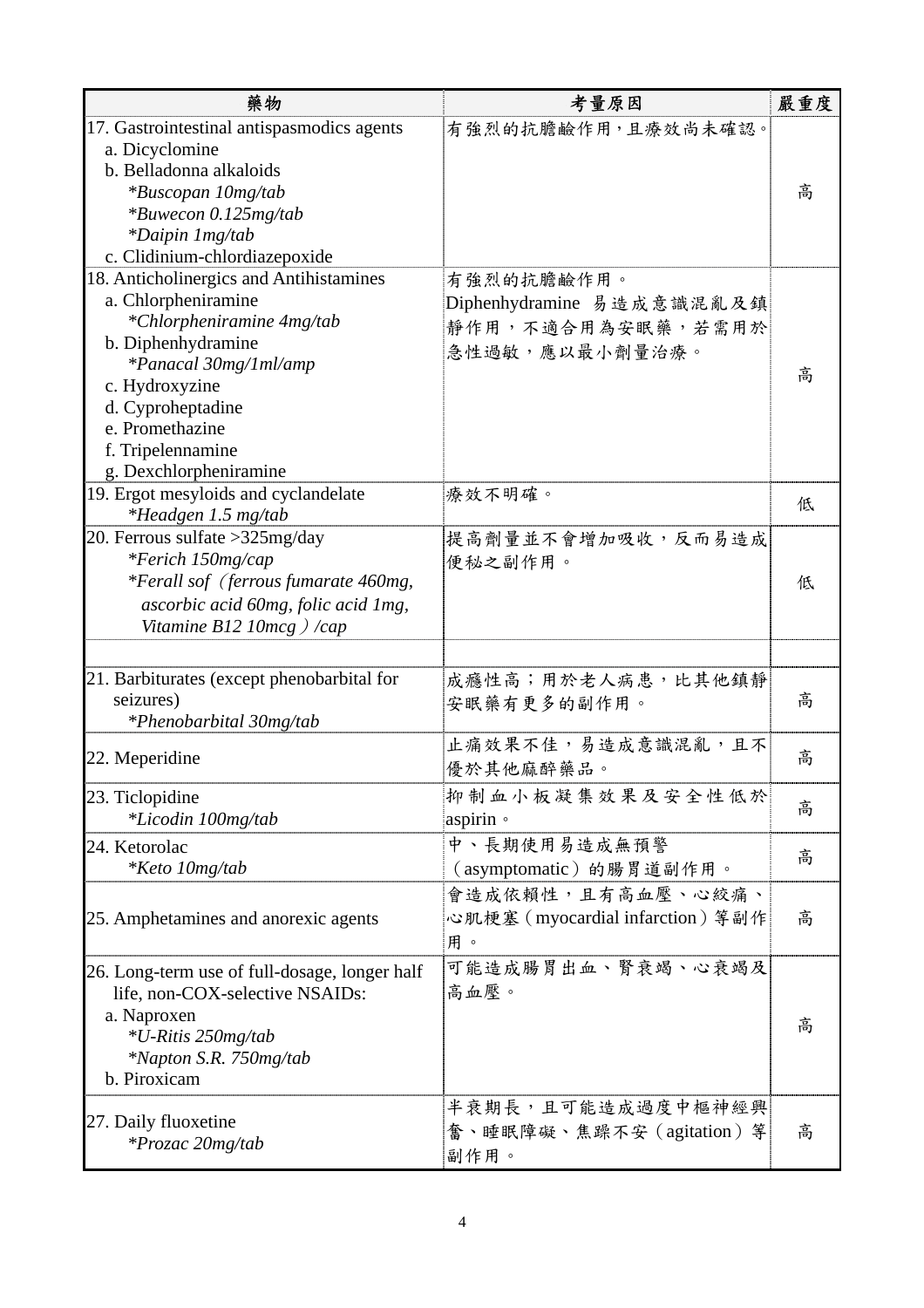| 藥物 | 考量原因 | 嚴重度 |
|---|---|---|
| 17. Gastrointestinal antispasmodics agents<br>a. Dicyclomine<br>b. Belladonna alkaloids<br>*Buscopan 10mg/tab*<br>*Buwecon 0.125mg/tab*<br>*Daipin 1mg/tab*<br>c. Clidinium-chlordiazepoxide | 有強烈的抗膽鹼作用，且療效尚未確認。 | 高 |
| 18. Anticholinergics and Antihistamines<br>a. Chlorpheniramine<br>*Chlorpheniramine 4mg/tab*<br>b. Diphenhydramine<br>*Panacal 30mg/1ml/amp*<br>c. Hydroxyzine<br>d. Cyproheptadine<br>e. Promethazine<br>f. Tripelennamine<br>g. Dexchlorpheniramine | 有強烈的抗膽鹼作用。<br>Diphenhydramine 易造成意識混亂及鎮靜作用，不適合用為安眠藥，若需用於急性過敏，應以最小劑量治療。 | 高 |
| 19. Ergot mesyloids and cyclandelate<br>*Headgen 1.5 mg/tab* | 療效不明確。 | 低 |
| 20. Ferrous sulfate >325mg/day<br>*Ferich 150mg/cap*<br>*Ferall sof（ferrous fumarate 460mg, ascorbic acid 60mg, folic acid 1mg, Vitamine B12 10mcg）/cap* | 提高劑量並不會增加吸收，反而易造成便秘之副作用。 | 低 |
| | | |
| 21. Barbiturates (except phenobarbital for seizures)<br>*Phenobarbital 30mg/tab* | 成癮性高；用於老人病患，比其他鎮靜安眠藥有更多的副作用。 | 高 |
| 22. Meperidine | 止痛效果不佳，易造成意識混亂，且不優於其他麻醉藥品。 | 高 |
| 23. Ticlopidine<br>*Licodin 100mg/tab* | 抑制血小板凝集效果及安全性低於 aspirin。 | 高 |
| 24. Ketorolac<br>*Keto 10mg/tab* | 中、長期使用易造成無預警（asymptomatic）的腸胃道副作用。 | 高 |
| 25. Amphetamines and anorexic agents | 會造成依賴性，且有高血壓、心絞痛、心肌梗塞（myocardial infarction）等副作用。 | 高 |
| 26. Long-term use of full-dosage, longer half life, non-COX-selective NSAIDs:<br>a. Naproxen<br>*U-Ritis 250mg/tab*<br>*Napton S.R. 750mg/tab*<br>b. Piroxicam | 可能造成腸胃出血、腎衰竭、心衰竭及高血壓。 | 高 |
| 27. Daily fluoxetine<br>*Prozac 20mg/tab* | 半衰期長，且可能造成過度中樞神經興奮、睡眠障礙、焦躁不安（agitation）等副作用。 | 高 |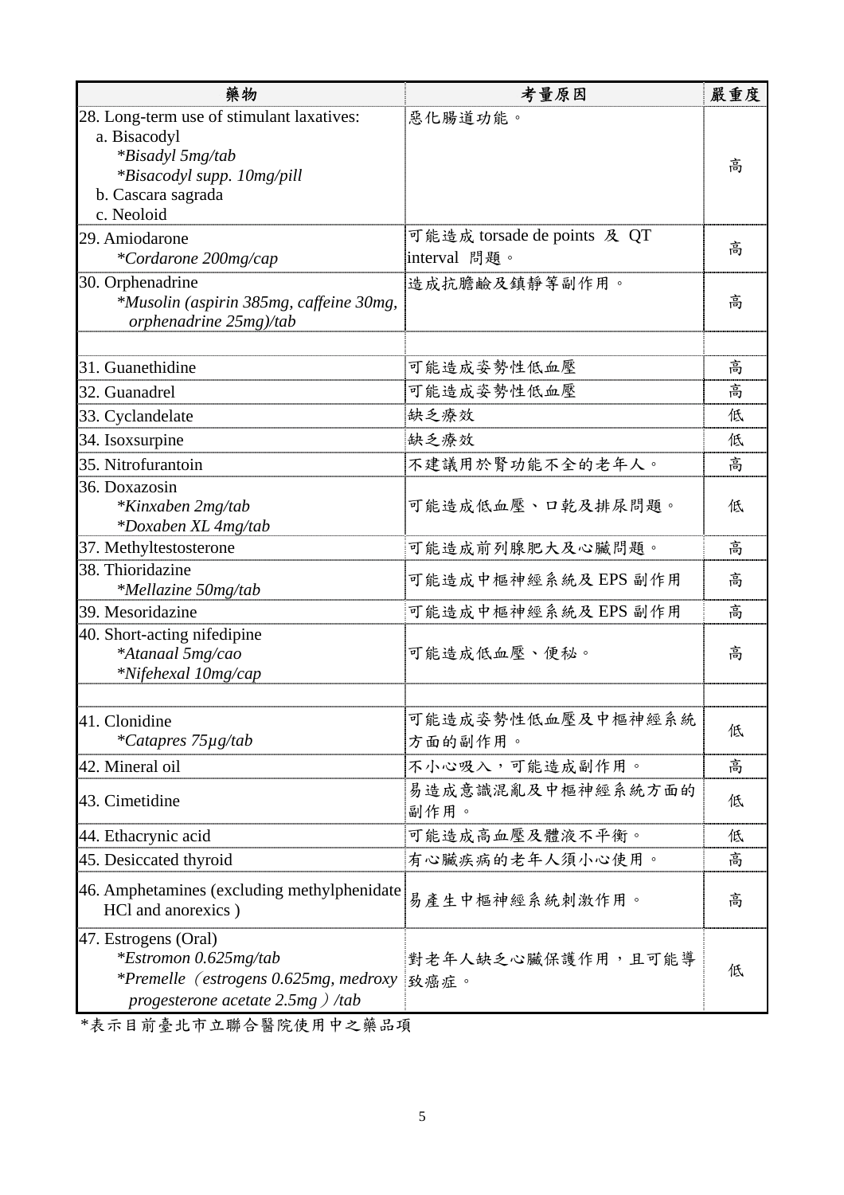| 藥物 | 考量原因 | 嚴重度 |
|---|---|---|
| 28. Long-term use of stimulant laxatives:<br>a. Bisacodyl<br>*Bisadyl 5mg/tab*<br>*Bisacodyl supp. 10mg/pill*<br>b. Cascara sagrada<br>c. Neoloid | 惡化腸道功能。 | 高 |
| 29. Amiodarone<br>*Cordarone 200mg/cap* | 可能造成 torsade de points 及 QT interval 問題。 | 高 |
| 30. Orphenadrine<br>*Musolin (aspirin 385mg, caffeine 30mg, orphenadrine 25mg)/tab* | 造成抗膽鹼及鎮靜等副作用。 | 高 |
| | | |
| 31. Guanethidine | 可能造成姿勢性低血壓 | 高 |
| 32. Guanadrel | 可能造成姿勢性低血壓 | 高 |
| 33. Cyclandelate | 缺乏療效 | 低 |
| 34. Isoxsurpine | 缺乏療效 | 低 |
| 35. Nitrofurantoin | 不建議用於腎功能不全的老年人。 | 高 |
| 36. Doxazosin<br>*Kinxaben 2mg/tab*<br>*Doxaben XL 4mg/tab* | 可能造成低血壓、口乾及排尿問題。 | 低 |
| 37. Methyltestosterone | 可能造成前列腺肥大及心臟問題。 | 高 |
| 38. Thioridazine<br>*Mellazine 50mg/tab* | 可能造成中樞神經系統及 EPS 副作用 | 高 |
| 39. Mesoridazine | 可能造成中樞神經系統及 EPS 副作用 | 高 |
| 40. Short-acting nifedipine<br>*Atanaal 5mg/cao*<br>*Nifehexal 10mg/cap* | 可能造成低血壓、便秘。 | 高 |
| | | |
| 41. Clonidine<br>*Catapres 75μg/tab* | 可能造成姿勢性低血壓及中樞神經系統方面的副作用。 | 低 |
| 42. Mineral oil | 不小心吸入，可能造成副作用。 | 高 |
| 43. Cimetidine | 易造成意識混亂及中樞神經系統方面的副作用。 | 低 |
| 44. Ethacrynic acid | 可能造成高血壓及體液不平衡。 | 低 |
| 45. Desiccated thyroid | 有心臟疾病的老年人須小心使用。 | 高 |
| 46. Amphetamines (excluding methylphenidate HCl and anorexics ) | 易產生中樞神經系統刺激作用。 | 高 |
| 47. Estrogens (Oral)<br>*Estromon 0.625mg/tab*<br>*Premelle（estrogens 0.625mg, medroxy progesterone acetate 2.5mg）/tab* | 對老年人缺乏心臟保護作用，且可能導致癌症。 | 低 |

*表示目前臺北市立聯合醫院使用中之藥品項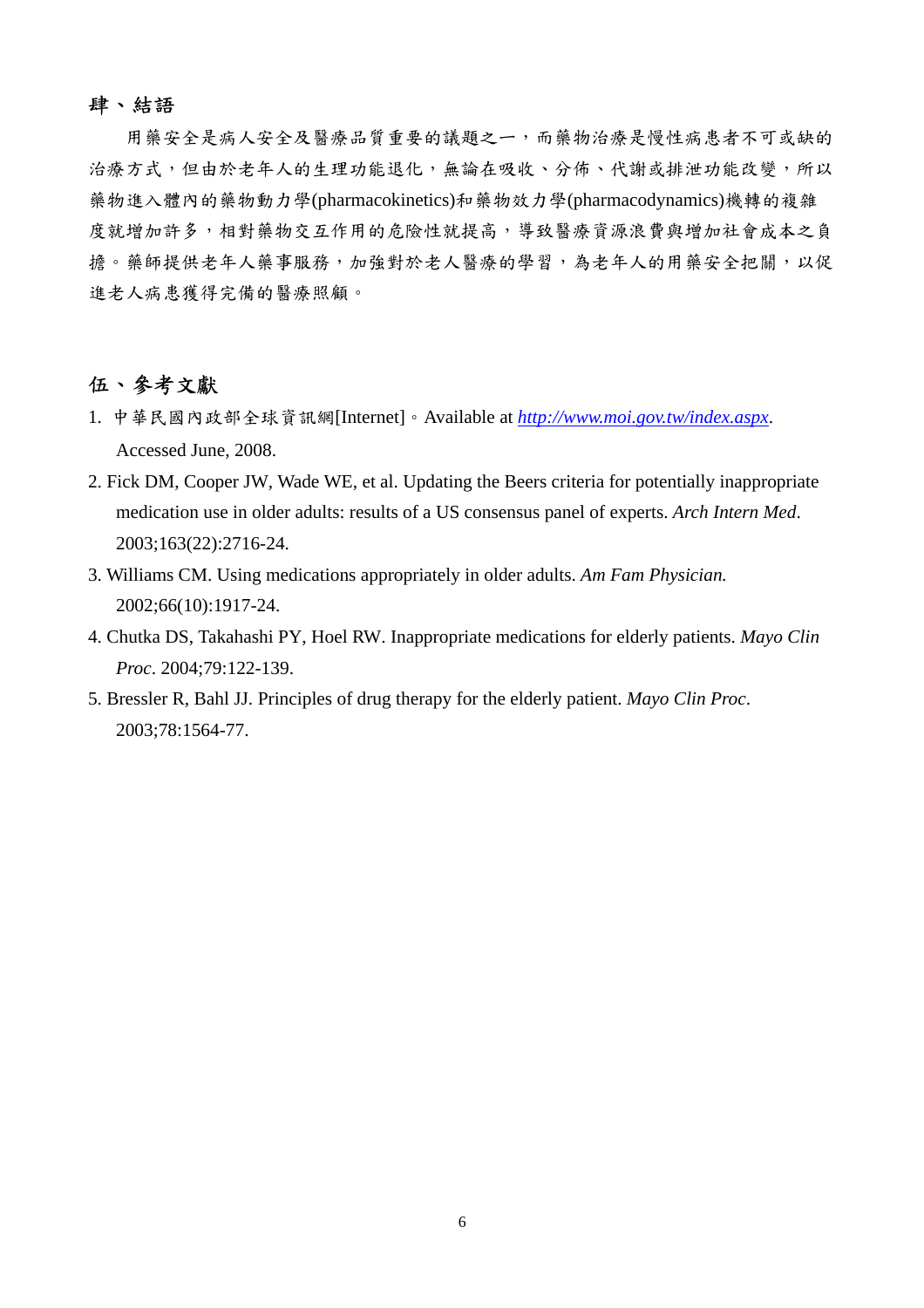## 肆、結語

用藥安全是病人安全及醫療品質重要的議題之一，而藥物治療是慢性病患者不可或缺的治療方式，但由於老年人的生理功能退化，無論在吸收、分佈、代謝或排泄功能改變，所以藥物進入體內的藥物動力學(pharmacokinetics)和藥物效力學(pharmacodynamics)機轉的複雜度就增加許多，相對藥物交互作用的危險性就提高，導致醫療資源浪費與增加社會成本之負擔。藥師提供老年人藥事服務，加強對於老人醫療的學習，為老年人的用藥安全把關，以促進老人病患獲得完備的醫療照顧。

## 伍、參考文獻

1. 中華民國內政部全球資訊網[Internet]。Available at *http://www.moi.gov.tw/index.aspx*. Accessed June, 2008.
2. Fick DM, Cooper JW, Wade WE, et al. Updating the Beers criteria for potentially inappropriate medication use in older adults: results of a US consensus panel of experts. *Arch Intern Med*. 2003;163(22):2716-24.
3. Williams CM. Using medications appropriately in older adults. *Am Fam Physician.* 2002;66(10):1917-24.
4. Chutka DS, Takahashi PY, Hoel RW. Inappropriate medications for elderly patients. *Mayo Clin Proc*. 2004;79:122-139.
5. Bressler R, Bahl JJ. Principles of drug therapy for the elderly patient. *Mayo Clin Proc*. 2003;78:1564-77.